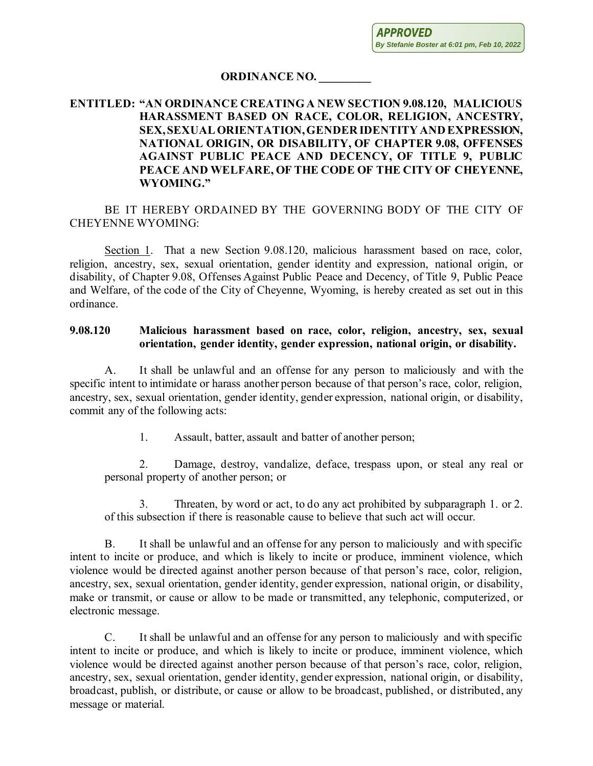**APPROVED**
*By Stefanie Boster at 6:01 pm, Feb 10, 2022*

## ORDINANCE NO. _________

**ENTITLED: "AN ORDINANCE CREATING A NEW SECTION 9.08.120, MALICIOUS HARASSMENT BASED ON RACE, COLOR, RELIGION, ANCESTRY, SEX, SEXUAL ORIENTATION, GENDER IDENTITY AND EXPRESSION, NATIONAL ORIGIN, OR DISABILITY, OF CHAPTER 9.08, OFFENSES AGAINST PUBLIC PEACE AND DECENCY, OF TITLE 9, PUBLIC PEACE AND WELFARE, OF THE CODE OF THE CITY OF CHEYENNE, WYOMING."**

BE IT HEREBY ORDAINED BY THE GOVERNING BODY OF THE CITY OF CHEYENNE WYOMING:

Section 1. That a new Section 9.08.120, malicious harassment based on race, color, religion, ancestry, sex, sexual orientation, gender identity and expression, national origin, or disability, of Chapter 9.08, Offenses Against Public Peace and Decency, of Title 9, Public Peace and Welfare, of the code of the City of Cheyenne, Wyoming, is hereby created as set out in this ordinance.

**9.08.120 Malicious harassment based on race, color, religion, ancestry, sex, sexual orientation, gender identity, gender expression, national origin, or disability.**

A. It shall be unlawful and an offense for any person to maliciously and with the specific intent to intimidate or harass another person because of that person's race, color, religion, ancestry, sex, sexual orientation, gender identity, gender expression, national origin, or disability, commit any of the following acts:

1. Assault, batter, assault and batter of another person;

2. Damage, destroy, vandalize, deface, trespass upon, or steal any real or personal property of another person; or

3. Threaten, by word or act, to do any act prohibited by subparagraph 1. or 2. of this subsection if there is reasonable cause to believe that such act will occur.

B. It shall be unlawful and an offense for any person to maliciously and with specific intent to incite or produce, and which is likely to incite or produce, imminent violence, which violence would be directed against another person because of that person's race, color, religion, ancestry, sex, sexual orientation, gender identity, gender expression, national origin, or disability, make or transmit, or cause or allow to be made or transmitted, any telephonic, computerized, or electronic message.

C. It shall be unlawful and an offense for any person to maliciously and with specific intent to incite or produce, and which is likely to incite or produce, imminent violence, which violence would be directed against another person because of that person's race, color, religion, ancestry, sex, sexual orientation, gender identity, gender expression, national origin, or disability, broadcast, publish, or distribute, or cause or allow to be broadcast, published, or distributed, any message or material.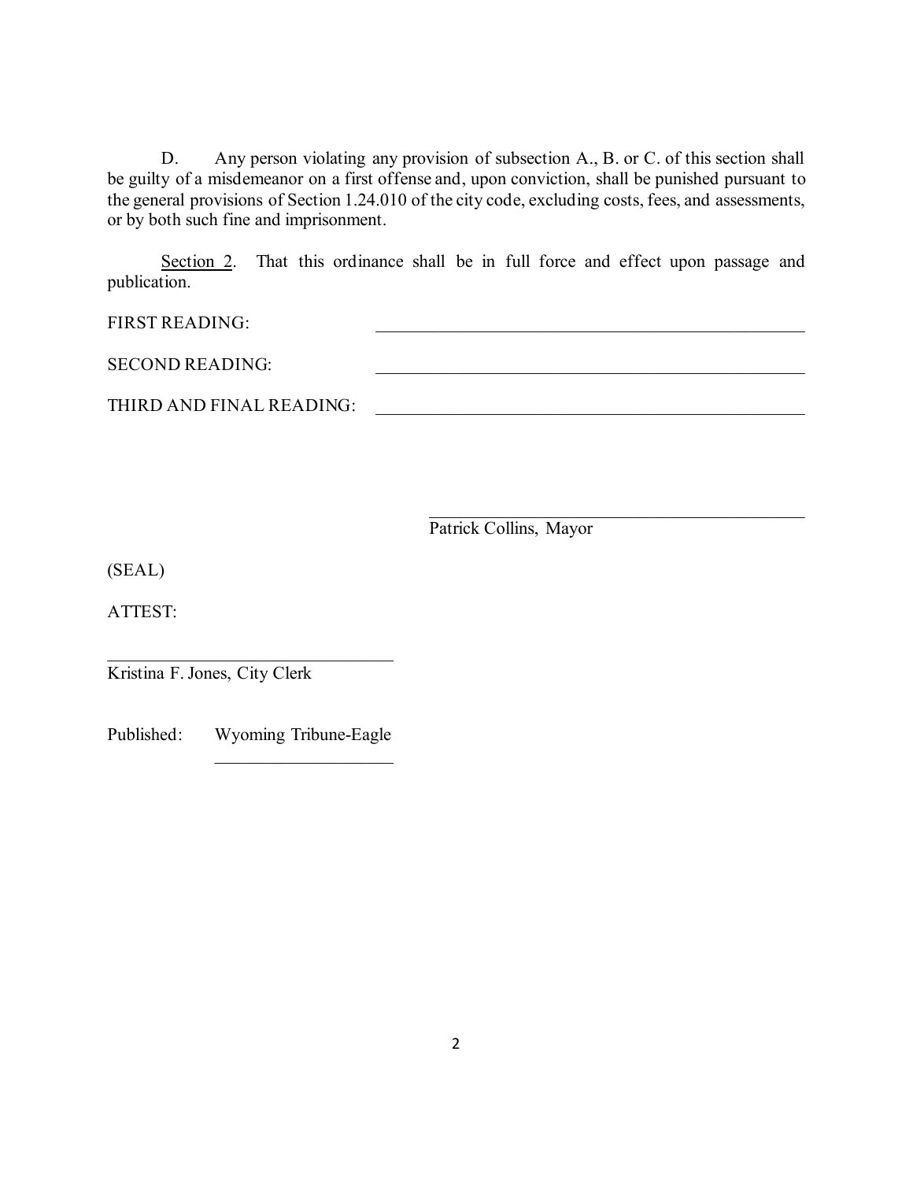D. Any person violating any provision of subsection A., B. or C. of this section shall be guilty of a misdemeanor on a first offense and, upon conviction, shall be punished pursuant to the general provisions of Section 1.24.010 of the city code, excluding costs, fees, and assessments, or by both such fine and imprisonment.

Section 2. That this ordinance shall be in full force and effect upon passage and publication.

FIRST READING: \_\_\_\_\_\_\_\_\_\_\_\_\_\_\_\_\_\_\_\_\_\_\_\_\_\_\_\_\_\_\_\_\_\_\_\_\_\_\_\_

SECOND READING: \_\_\_\_\_\_\_\_\_\_\_\_\_\_\_\_\_\_\_\_\_\_\_\_\_\_\_\_\_\_\_\_\_\_\_\_\_\_\_\_

THIRD AND FINAL READING: \_\_\_\_\_\_\_\_\_\_\_\_\_\_\_\_\_\_\_\_\_\_\_\_\_\_\_\_\_\_\_\_\_\_\_\_\_\_\_\_

\_\_\_\_\_\_\_\_\_\_\_\_\_\_\_\_\_\_\_\_\_\_\_\_\_\_\_\_\_\_\_\_\_\_\_\_\_\_\_\_

Patrick Collins, Mayor

(SEAL)

ATTEST:

\_\_\_\_\_\_\_\_\_\_\_\_\_\_\_\_\_\_\_\_\_\_\_\_\_\_\_\_\_\_\_\_

Kristina F. Jones, City Clerk

Published: Wyoming Tribune-Eagle

\_\_\_\_\_\_\_\_\_\_\_\_\_\_\_\_\_\_\_\_